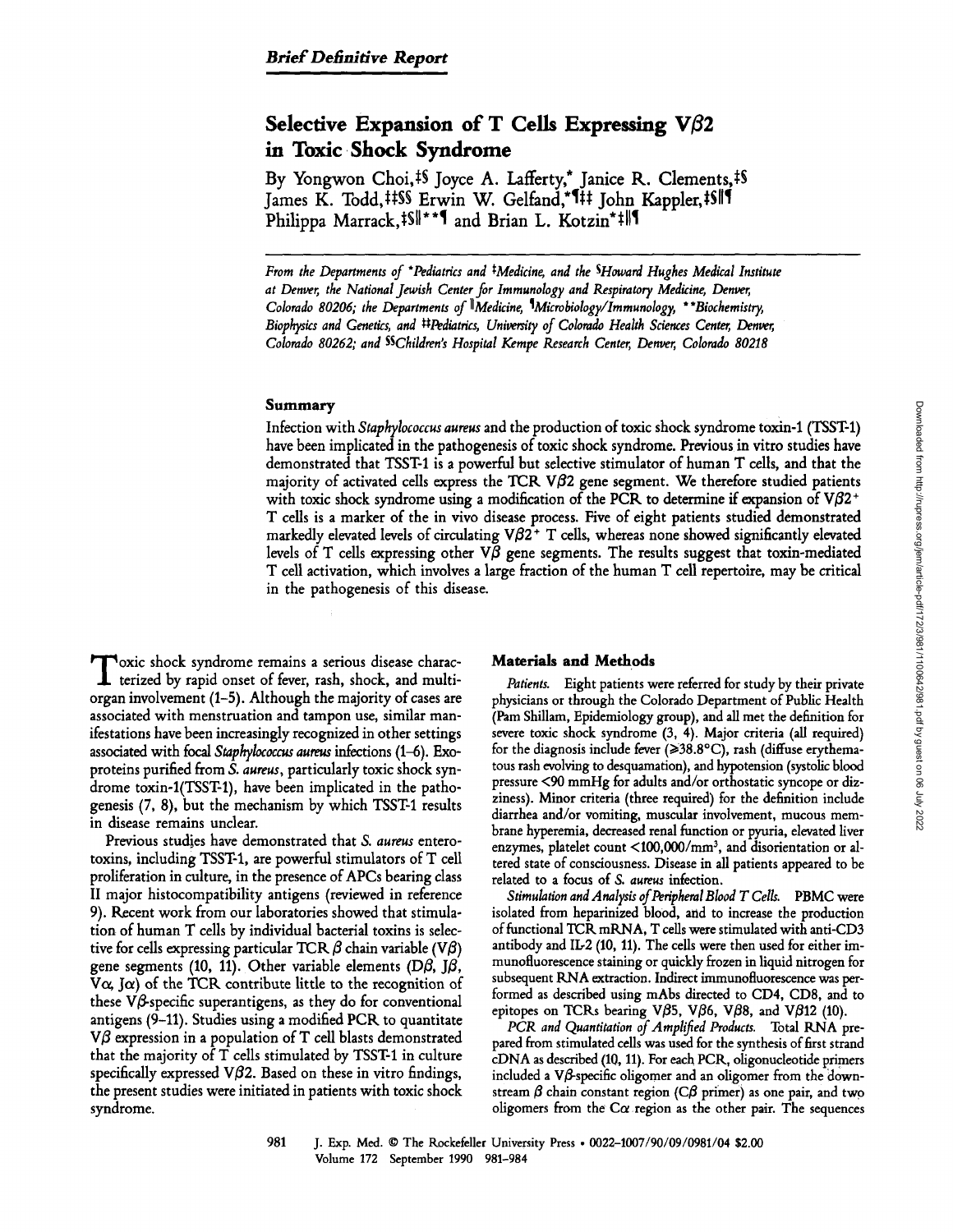*Brief Definitive Report*

# Selective Expansion of T Cells Expressing Vβ2 in Toxic Shock Syndrome

By Yongwon Choi,[‡§] Joyce A. Lafferty,[*] Janice R. Clements,[‡§] James K. Todd,[‡‡§§] Erwin W. Gelfand,[*¶‡‡] John Kappler,[‡§‖¶] Philippa Marrack,[‡§‖**¶] and Brian L. Kotzin[*‡‖¶]

*From the Departments of *Pediatrics and ‡Medicine, and the §Howard Hughes Medical Institute at Denver, the National Jewish Center for Immunology and Respiratory Medicine, Denver, Colorado 80206; the Departments of ‖Medicine, ¶Microbiology/Immunology, **Biochemistry, Biophysics and Genetics, and ‡‡Pediatrics, University of Colorado Health Sciences Center, Denver, Colorado 80262; and §§Children's Hospital Kempe Research Center, Denver, Colorado 80218*

## Summary

Infection with *Staphylococcus aureus* and the production of toxic shock syndrome toxin-1 (TSST-1) have been implicated in the pathogenesis of toxic shock syndrome. Previous in vitro studies have demonstrated that TSST-1 is a powerful but selective stimulator of human T cells, and that the majority of activated cells express the TCR Vβ2 gene segment. We therefore studied patients with toxic shock syndrome using a modification of the PCR to determine if expansion of Vβ2$^+$ T cells is a marker of the in vivo disease process. Five of eight patients studied demonstrated markedly elevated levels of circulating Vβ2$^+$ T cells, whereas none showed significantly elevated levels of T cells expressing other Vβ gene segments. The results suggest that toxin-mediated T cell activation, which involves a large fraction of the human T cell repertoire, may be critical in the pathogenesis of this disease.

Toxic shock syndrome remains a serious disease characterized by rapid onset of fever, rash, shock, and multiorgan involvement (1–5). Although the majority of cases are associated with menstruation and tampon use, similar manifestations have been increasingly recognized in other settings associated with focal *Staphylococcus aureus* infections (1–6). Exoproteins purified from *S. aureus*, particularly toxic shock syndrome toxin-1(TSST-1), have been implicated in the pathogenesis (7, 8), but the mechanism by which TSST-1 results in disease remains unclear.

Previous studies have demonstrated that *S. aureus* enterotoxins, including TSST-1, are powerful stimulators of T cell proliferation in culture, in the presence of APCs bearing class II major histocompatibility antigens (reviewed in reference 9). Recent work from our laboratories showed that stimulation of human T cells by individual bacterial toxins is selective for cells expressing particular TCR β chain variable (Vβ) gene segments (10, 11). Other variable elements (Dβ, Jβ, Vα, Jα) of the TCR contribute little to the recognition of these Vβ-specific superantigens, as they do for conventional antigens (9–11). Studies using a modified PCR to quantitate Vβ expression in a population of T cell blasts demonstrated that the majority of T cells stimulated by TSST-1 in culture specifically expressed Vβ2. Based on these in vitro findings, the present studies were initiated in patients with toxic shock syndrome.

## Materials and Methods

*Patients.* Eight patients were referred for study by their private physicians or through the Colorado Department of Public Health (Pam Shillam, Epidemiology group), and all met the definition for severe toxic shock syndrome (3, 4). Major criteria (all required) for the diagnosis include fever (≥38.8°C), rash (diffuse erythematous rash evolving to desquamation), and hypotension (systolic blood pressure <90 mmHg for adults and/or orthostatic syncope or dizziness). Minor criteria (three required) for the definition include diarrhea and/or vomiting, muscular involvement, mucous membrane hyperemia, decreased renal function or pyuria, elevated liver enzymes, platelet count <100,000/mm$^3$, and disorientation or altered state of consciousness. Disease in all patients appeared to be related to a focus of *S. aureus* infection.

*Stimulation and Analysis of Peripheral Blood T Cells.* PBMC were isolated from heparinized blood, and to increase the production of functional TCR mRNA, T cells were stimulated with anti-CD3 antibody and IL-2 (10, 11). The cells were then used for either immunofluorescence staining or quickly frozen in liquid nitrogen for subsequent RNA extraction. Indirect immunofluorescence was performed as described using mAbs directed to CD4, CD8, and to epitopes on TCRs bearing Vβ5, Vβ6, Vβ8, and Vβ12 (10).

*PCR and Quantitation of Amplified Products.* Total RNA prepared from stimulated cells was used for the synthesis of first strand cDNA as described (10, 11). For each PCR, oligonucleotide primers included a Vβ-specific oligomer and an oligomer from the downstream β chain constant region (Cβ primer) as one pair, and two oligomers from the Cα region as the other pair. The sequences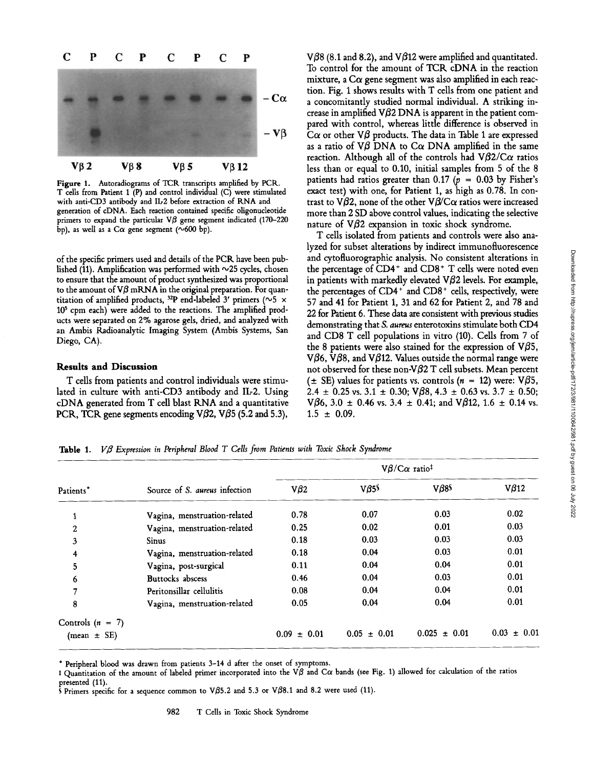Figure 1. Autoradiograms of TCR transcripts amplified by PCR. T cells from Patient 1 (P) and control individual (C) were stimulated with anti-CD3 antibody and IL-2 before extraction of RNA and generation of cDNA. Each reaction contained specific oligonucleotide primers to expand the particular Vβ gene segment indicated (170–220 bp), as well as a Cα gene segment (~600 bp).

of the specific primers used and details of the PCR have been published (11). Amplification was performed with ~25 cycles, chosen to ensure that the amount of product synthesized was proportional to the amount of Vβ mRNA in the original preparation. For quantitation of amplified products, $^{32}P$ end-labeled 3′ primers (~5 × $10^5$ cpm each) were added to the reactions. The amplified products were separated on 2% agarose gels, dried, and analyzed with an Ambis Radioanalytic Imaging System (Ambis Systems, San Diego, CA).

## Results and Discussion

T cells from patients and control individuals were stimulated in culture with anti-CD3 antibody and IL-2. Using cDNA generated from T cell blast RNA and a quantitative PCR, TCR gene segments encoding Vβ2, Vβ5 (5.2 and 5.3), Vβ8 (8.1 and 8.2), and Vβ12 were amplified and quantitated. To control for the amount of TCR cDNA in the reaction mixture, a Cα gene segment was also amplified in each reaction. Fig. 1 shows results with T cells from one patient and a concomitantly studied normal individual. A striking increase in amplified Vβ2 DNA is apparent in the patient compared with control, whereas little difference is observed in Cα or other Vβ products. The data in Table 1 are expressed as a ratio of Vβ DNA to Cα DNA amplified in the same reaction. Although all of the controls had Vβ2/Cα ratios less than or equal to 0.10, initial samples from 5 of the 8 patients had ratios greater than 0.17 ($p$ = 0.03 by Fisher's exact test) with one, for Patient 1, as high as 0.78. In contrast to Vβ2, none of the other Vβ/Cα ratios were increased more than 2 SD above control values, indicating the selective nature of Vβ2 expansion in toxic shock syndrome.

T cells isolated from patients and controls were also analyzed for subset alterations by indirect immunofluorescence and cytofluorographic analysis. No consistent alterations in the percentage of CD4+ and CD8+ T cells were noted even in patients with markedly elevated Vβ2 levels. For example, the percentages of CD4+ and CD8+ cells, respectively, were 57 and 41 for Patient 1, 31 and 62 for Patient 2, and 78 and 22 for Patient 6. These data are consistent with previous studies demonstrating that *S. aureus* enterotoxins stimulate both CD4 and CD8 T cell populations in vitro (10). Cells from 7 of the 8 patients were also stained for the expression of Vβ5, Vβ6, Vβ8, and Vβ12. Values outside the normal range were not observed for these non-Vβ2 T cell subsets. Mean percent (± SE) values for patients vs. controls ($n$ = 12) were: Vβ5, 2.4 ± 0.25 vs. 3.1 ± 0.30; Vβ8, 4.3 ± 0.63 vs. 3.7 ± 0.50; Vβ6, 3.0 ± 0.46 vs. 3.4 ± 0.41; and Vβ12, 1.6 ± 0.14 vs. 1.5 ± 0.09.

**Table 1.** *Vβ Expression in Peripheral Blood T Cells from Patients with Toxic Shock Syndrome*

| Patients* | Source of *S. aureus* infection | Vβ/Cα ratio‡ | | | |
|---|---|---|---|---|---|
| | | Vβ2 | Vβ5§ | Vβ8§ | Vβ12 |
| 1 | Vagina, menstruation-related | 0.78 | 0.07 | 0.03 | 0.02 |
| 2 | Vagina, menstruation-related | 0.25 | 0.02 | 0.01 | 0.03 |
| 3 | Sinus | 0.18 | 0.03 | 0.03 | 0.03 |
| 4 | Vagina, menstruation-related | 0.18 | 0.04 | 0.03 | 0.01 |
| 5 | Vagina, post-surgical | 0.11 | 0.04 | 0.04 | 0.01 |
| 6 | Buttocks abscess | 0.46 | 0.04 | 0.03 | 0.01 |
| 7 | Peritonsillar cellulitis | 0.08 | 0.04 | 0.04 | 0.01 |
| 8 | Vagina, menstruation-related | 0.05 | 0.04 | 0.04 | 0.01 |
| Controls ($n$ = 7) (mean ± SE) | | 0.09 ± 0.01 | 0.05 ± 0.01 | 0.025 ± 0.01 | 0.03 ± 0.01 |

\* Peripheral blood was drawn from patients 3–14 d after the onset of symptoms.

‡ Quantitation of the amount of labeled primer incorporated into the Vβ and Cα bands (see Fig. 1) allowed for calculation of the ratios presented (11).

§ Primers specific for a sequence common to Vβ5.2 and 5.3 or Vβ8.1 and 8.2 were used (11).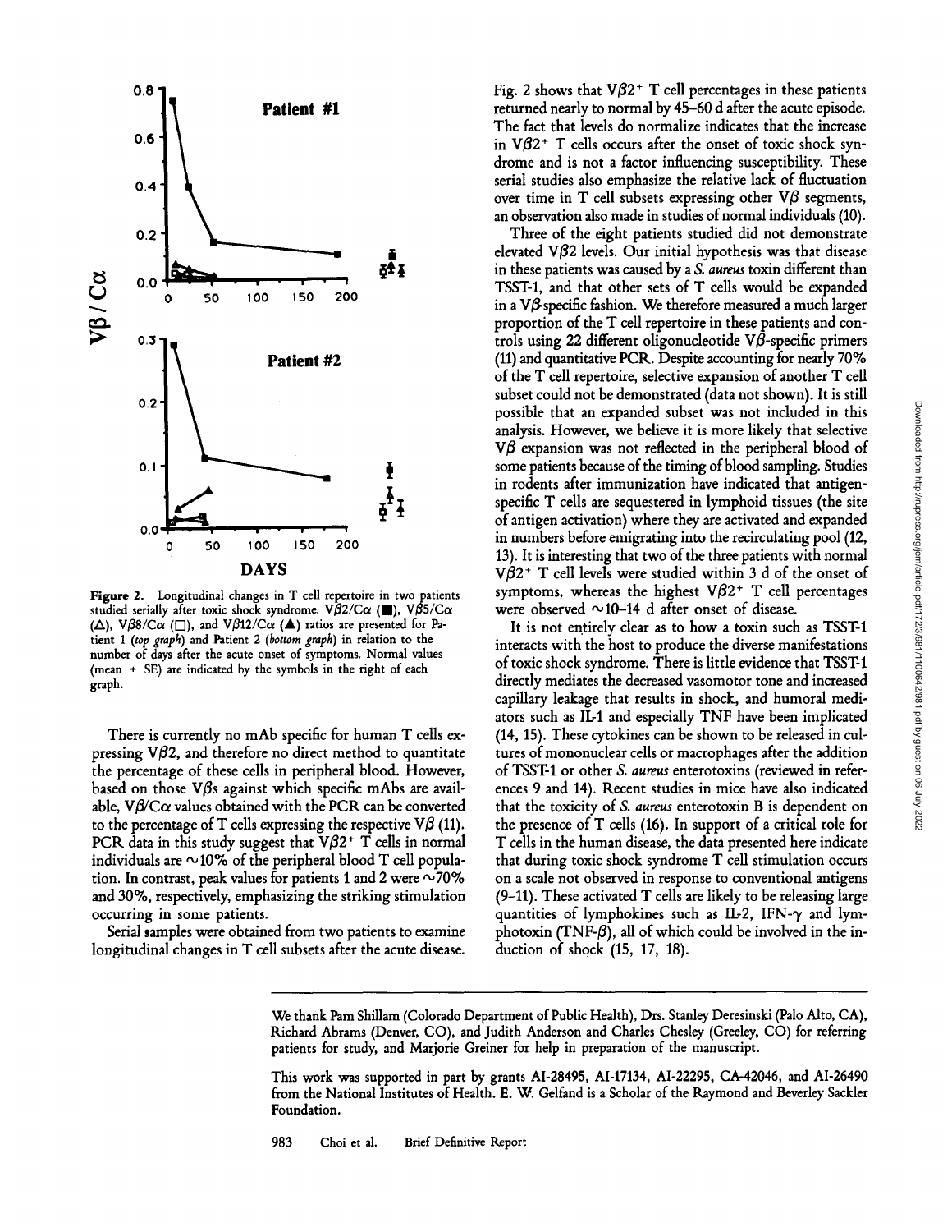Figure 2. Longitudinal changes in T cell repertoire in two patients studied serially after toxic shock syndrome. $V\beta 2/C\alpha$ (■), $V\beta 5/C\alpha$ (△), $V\beta 8/C\alpha$ (□), and $V\beta 12/C\alpha$ (▲) ratios are presented for Patient 1 (*top graph*) and Patient 2 (*bottom graph*) in relation to the number of days after the acute onset of symptoms. Normal values (mean ± SE) are indicated by the symbols in the right of each graph.

There is currently no mAb specific for human T cells expressing $V\beta 2$, and therefore no direct method to quantitate the percentage of these cells in peripheral blood. However, based on those $V\beta$s against which specific mAbs are available, $V\beta/C\alpha$ values obtained with the PCR can be converted to the percentage of T cells expressing the respective $V\beta$ (11). PCR data in this study suggest that $V\beta 2^+$ T cells in normal individuals are ~10% of the peripheral blood T cell population. In contrast, peak values for patients 1 and 2 were ~70% and 30%, respectively, emphasizing the striking stimulation occurring in some patients.

Serial samples were obtained from two patients to examine longitudinal changes in T cell subsets after the acute disease. Fig. 2 shows that $V\beta 2^+$ T cell percentages in these patients returned nearly to normal by 45–60 d after the acute episode. The fact that levels do normalize indicates that the increase in $V\beta 2^+$ T cells occurs after the onset of toxic shock syndrome and is not a factor influencing susceptibility. These serial studies also emphasize the relative lack of fluctuation over time in T cell subsets expressing other $V\beta$ segments, an observation also made in studies of normal individuals (10).

Three of the eight patients studied did not demonstrate elevated $V\beta 2$ levels. Our initial hypothesis was that disease in these patients was caused by a *S. aureus* toxin different than TSST-1, and that other sets of T cells would be expanded in a $V\beta$-specific fashion. We therefore measured a much larger proportion of the T cell repertoire in these patients and controls using 22 different oligonucleotide $V\beta$-specific primers (11) and quantitative PCR. Despite accounting for nearly 70% of the T cell repertoire, selective expansion of another T cell subset could not be demonstrated (data not shown). It is still possible that an expanded subset was not included in this analysis. However, we believe it is more likely that selective $V\beta$ expansion was not reflected in the peripheral blood of some patients because of the timing of blood sampling. Studies in rodents after immunization have indicated that antigen-specific T cells are sequestered in lymphoid tissues (the site of antigen activation) where they are activated and expanded in numbers before emigrating into the recirculating pool (12, 13). It is interesting that two of the three patients with normal $V\beta 2^+$ T cell levels were studied within 3 d of the onset of symptoms, whereas the highest $V\beta 2^+$ T cell percentages were observed ~10–14 d after onset of disease.

It is not entirely clear as to how a toxin such as TSST-1 interacts with the host to produce the diverse manifestations of toxic shock syndrome. There is little evidence that TSST-1 directly mediates the decreased vasomotor tone and increased capillary leakage that results in shock, and humoral mediators such as IL-1 and especially TNF have been implicated (14, 15). These cytokines can be shown to be released in cultures of mononuclear cells or macrophages after the addition of TSST-1 or other *S. aureus* enterotoxins (reviewed in references 9 and 14). Recent studies in mice have also indicated that the toxicity of *S. aureus* enterotoxin B is dependent on the presence of T cells (16). In support of a critical role for T cells in the human disease, the data presented here indicate that during toxic shock syndrome T cell stimulation occurs on a scale not observed in response to conventional antigens (9–11). These activated T cells are likely to be releasing large quantities of lymphokines such as IL-2, IFN-$\gamma$ and lymphotoxin (TNF-$\beta$), all of which could be involved in the induction of shock (15, 17, 18).

---

We thank Pam Shillam (Colorado Department of Public Health), Drs. Stanley Deresinski (Palo Alto, CA), Richard Abrams (Denver, CO), and Judith Anderson and Charles Chesley (Greeley, CO) for referring patients for study, and Marjorie Greiner for help in preparation of the manuscript.

This work was supported in part by grants AI-28495, AI-17134, AI-22295, CA-42046, and AI-26490 from the National Institutes of Health. E. W. Gelfand is a Scholar of the Raymond and Beverley Sackler Foundation.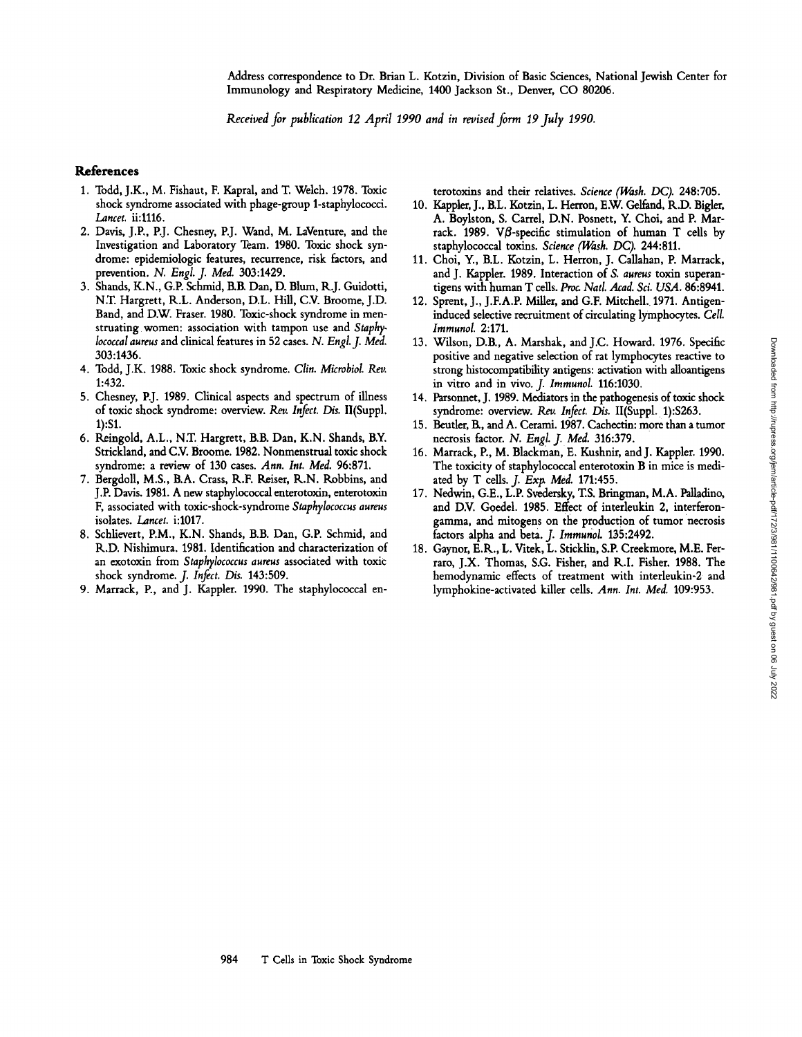Address correspondence to Dr. Brian L. Kotzin, Division of Basic Sciences, National Jewish Center for Immunology and Respiratory Medicine, 1400 Jackson St., Denver, CO 80206.

*Received for publication 12 April 1990 and in revised form 19 July 1990.*

## References

1. Todd, J.K., M. Fishaut, F. Kapral, and T. Welch. 1978. Toxic shock syndrome associated with phage-group 1-staphylococci. *Lancet.* ii:1116.
2. Davis, J.P., P.J. Chesney, P.J. Wand, M. LaVenture, and the Investigation and Laboratory Team. 1980. Toxic shock syndrome: epidemiologic features, recurrence, risk factors, and prevention. *N. Engl. J. Med.* 303:1429.
3. Shands, K.N., G.P. Schmid, B.B. Dan, D. Blum, R.J. Guidotti, N.T. Hargrett, R.L. Anderson, D.L. Hill, C.V. Broome, J.D. Band, and D.W. Fraser. 1980. Toxic-shock syndrome in menstruating women: association with tampon use and *Staphylococcal aureus* and clinical features in 52 cases. *N. Engl. J. Med.* 303:1436.
4. Todd, J.K. 1988. Toxic shock syndrome. *Clin. Microbiol. Rev.* 1:432.
5. Chesney, P.J. 1989. Clinical aspects and spectrum of illness of toxic shock syndrome: overview. *Rev. Infect. Dis.* II(Suppl. 1):S1.
6. Reingold, A.L., N.T. Hargrett, B.B. Dan, K.N. Shands, B.Y. Strickland, and C.V. Broome. 1982. Nonmenstrual toxic shock syndrome: a review of 130 cases. *Ann. Int. Med.* 96:871.
7. Bergdoll, M.S., B.A. Crass, R.F. Reiser, R.N. Robbins, and J.P. Davis. 1981. A new staphylococcal enterotoxin, enterotoxin F, associated with toxic-shock-syndrome *Staphylococcus aureus* isolates. *Lancet.* i:1017.
8. Schlievert, P.M., K.N. Shands, B.B. Dan, G.P. Schmid, and R.D. Nishimura. 1981. Identification and characterization of an exotoxin from *Staphylococcus aureus* associated with toxic shock syndrome. *J. Infect. Dis.* 143:509.
9. Marrack, P., and J. Kappler. 1990. The staphylococcal enterotoxins and their relatives. *Science (Wash. DC).* 248:705.
10. Kappler, J., B.L. Kotzin, L. Herron, E.W. Gelfand, R.D. Bigler, A. Boylston, S. Carrel, D.N. Posnett, Y. Choi, and P. Marrack. 1989. Vβ-specific stimulation of human T cells by staphylococcal toxins. *Science (Wash. DC).* 244:811.
11. Choi, Y., B.L. Kotzin, L. Herron, J. Callahan, P. Marrack, and J. Kappler. 1989. Interaction of *S. aureus* toxin superantigens with human T cells. *Proc. Natl. Acad. Sci. USA.* 86:8941.
12. Sprent, J., J.F.A.P. Miller, and G.F. Mitchell. 1971. Antigen-induced selective recruitment of circulating lymphocytes. *Cell. Immunol.* 2:171.
13. Wilson, D.B., A. Marshak, and J.C. Howard. 1976. Specific positive and negative selection of rat lymphocytes reactive to strong histocompatibility antigens: activation with alloantigens in vitro and in vivo. *J. Immunol.* 116:1030.
14. Parsonnet, J. 1989. Mediators in the pathogenesis of toxic shock syndrome: overview. *Rev. Infect. Dis.* II(Suppl. 1):S263.
15. Beutler, B., and A. Cerami. 1987. Cachectin: more than a tumor necrosis factor. *N. Engl. J. Med.* 316:379.
16. Marrack, P., M. Blackman, E. Kushnir, and J. Kappler. 1990. The toxicity of staphylococcal enterotoxin B in mice is mediated by T cells. *J. Exp. Med.* 171:455.
17. Nedwin, G.E., L.P. Svedersky, T.S. Bringman, M.A. Palladino, and D.V. Goedel. 1985. Effect of interleukin 2, interferon-gamma, and mitogens on the production of tumor necrosis factors alpha and beta. *J. Immunol.* 135:2492.
18. Gaynor, E.R., L. Vitek, L. Sticklin, S.P. Creekmore, M.E. Ferraro, J.X. Thomas, S.G. Fisher, and R.I. Fisher. 1988. The hemodynamic effects of treatment with interleukin-2 and lymphokine-activated killer cells. *Ann. Int. Med.* 109:953.